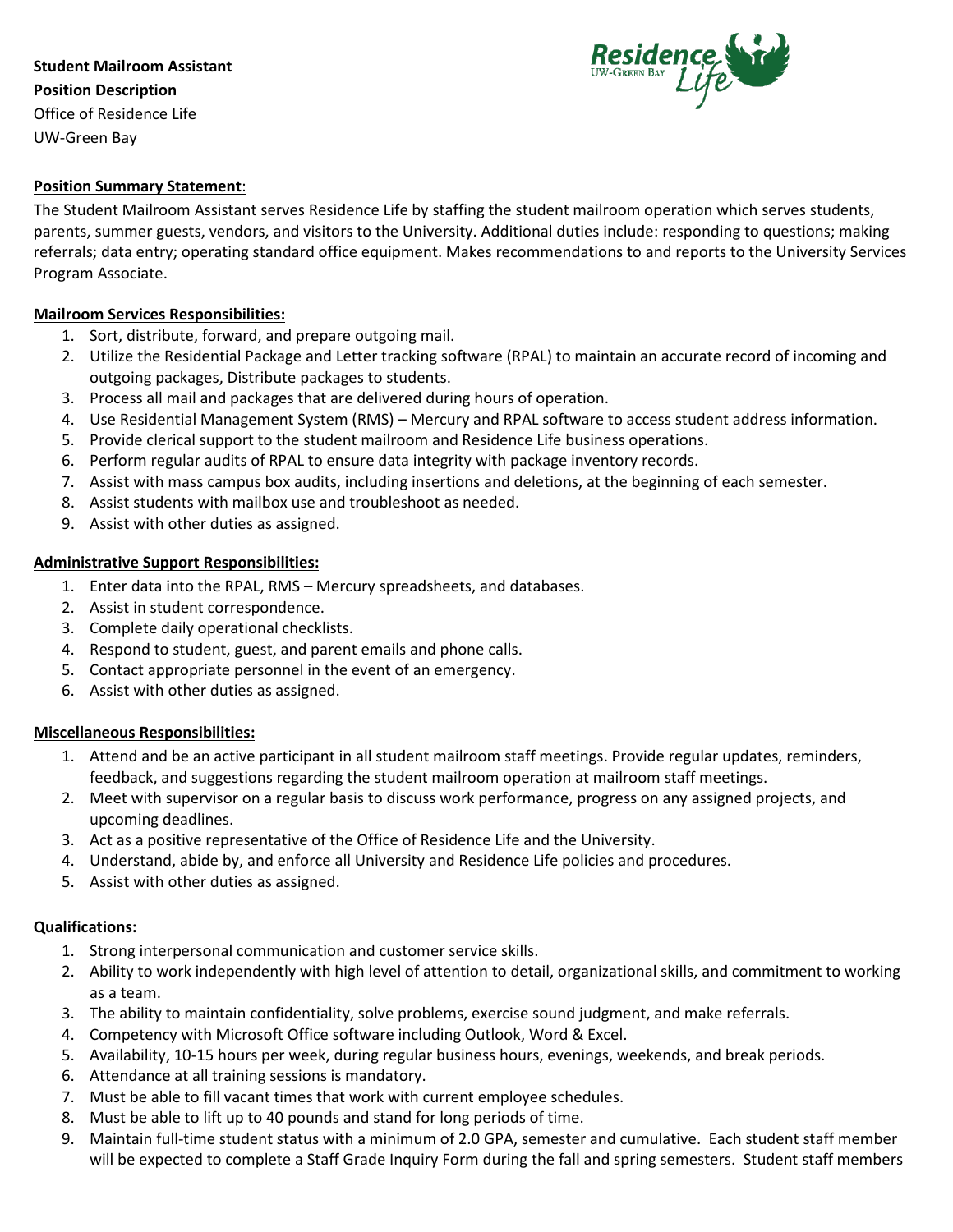**Student Mailroom Assistant**
**Position Description**
Office of Residence Life
UW-Green Bay

**Position Summary Statement**:

The Student Mailroom Assistant serves Residence Life by staffing the student mailroom operation which serves students, parents, summer guests, vendors, and visitors to the University. Additional duties include: responding to questions; making referrals; data entry; operating standard office equipment. Makes recommendations to and reports to the University Services Program Associate.

**Mailroom Services Responsibilities:**

1. Sort, distribute, forward, and prepare outgoing mail.
2. Utilize the Residential Package and Letter tracking software (RPAL) to maintain an accurate record of incoming and outgoing packages, Distribute packages to students.
3. Process all mail and packages that are delivered during hours of operation.
4. Use Residential Management System (RMS) – Mercury and RPAL software to access student address information.
5. Provide clerical support to the student mailroom and Residence Life business operations.
6. Perform regular audits of RPAL to ensure data integrity with package inventory records.
7. Assist with mass campus box audits, including insertions and deletions, at the beginning of each semester.
8. Assist students with mailbox use and troubleshoot as needed.
9. Assist with other duties as assigned.

**Administrative Support Responsibilities:**

1. Enter data into the RPAL, RMS – Mercury spreadsheets, and databases.
2. Assist in student correspondence.
3. Complete daily operational checklists.
4. Respond to student, guest, and parent emails and phone calls.
5. Contact appropriate personnel in the event of an emergency.
6. Assist with other duties as assigned.

**Miscellaneous Responsibilities:**

1. Attend and be an active participant in all student mailroom staff meetings. Provide regular updates, reminders, feedback, and suggestions regarding the student mailroom operation at mailroom staff meetings.
2. Meet with supervisor on a regular basis to discuss work performance, progress on any assigned projects, and upcoming deadlines.
3. Act as a positive representative of the Office of Residence Life and the University.
4. Understand, abide by, and enforce all University and Residence Life policies and procedures.
5. Assist with other duties as assigned.

**Qualifications:**

1. Strong interpersonal communication and customer service skills.
2. Ability to work independently with high level of attention to detail, organizational skills, and commitment to working as a team.
3. The ability to maintain confidentiality, solve problems, exercise sound judgment, and make referrals.
4. Competency with Microsoft Office software including Outlook, Word & Excel.
5. Availability, 10-15 hours per week, during regular business hours, evenings, weekends, and break periods.
6. Attendance at all training sessions is mandatory.
7. Must be able to fill vacant times that work with current employee schedules.
8. Must be able to lift up to 40 pounds and stand for long periods of time.
9. Maintain full-time student status with a minimum of 2.0 GPA, semester and cumulative. Each student staff member will be expected to complete a Staff Grade Inquiry Form during the fall and spring semesters. Student staff members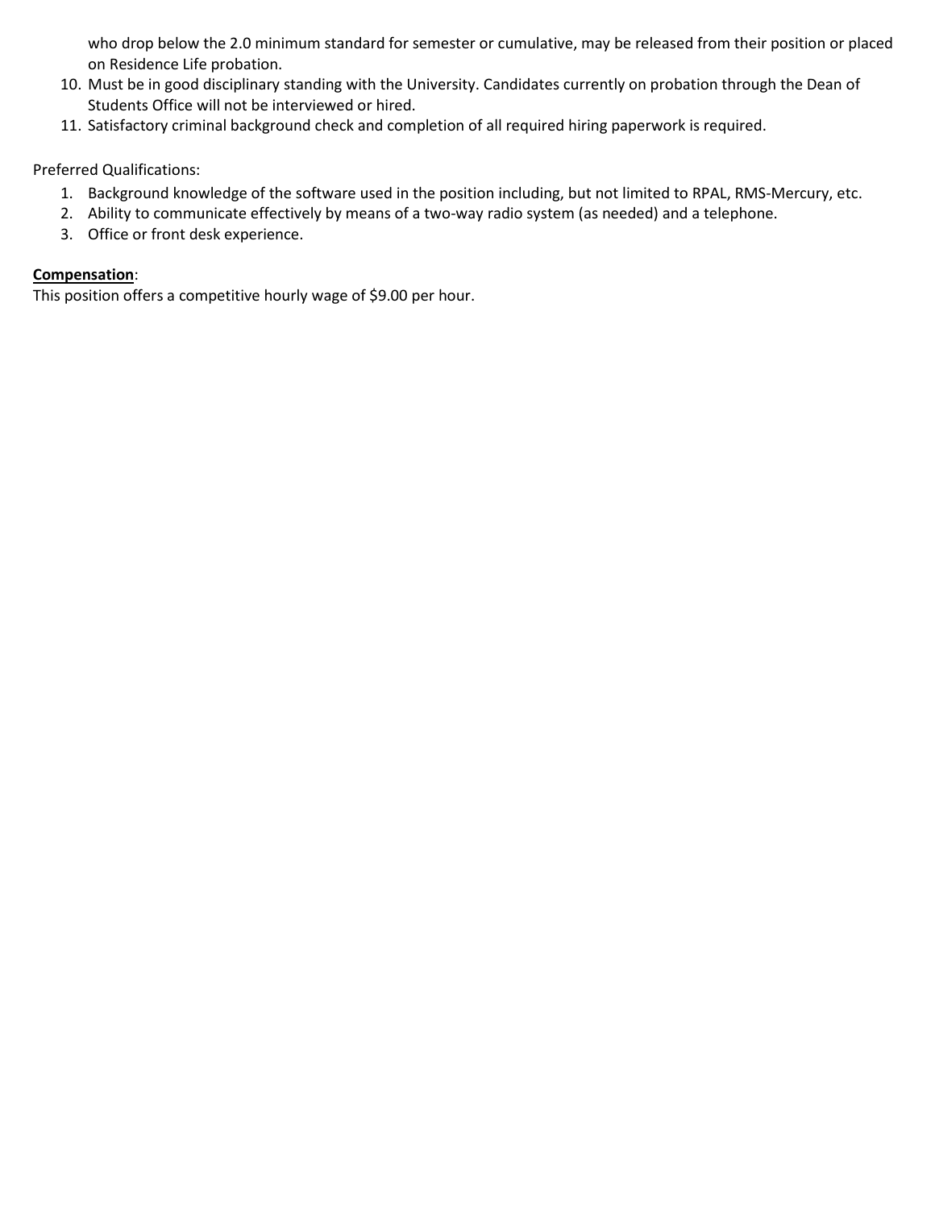who drop below the 2.0 minimum standard for semester or cumulative, may be released from their position or placed on Residence Life probation.

10. Must be in good disciplinary standing with the University. Candidates currently on probation through the Dean of Students Office will not be interviewed or hired.
11. Satisfactory criminal background check and completion of all required hiring paperwork is required.

Preferred Qualifications:

1. Background knowledge of the software used in the position including, but not limited to RPAL, RMS-Mercury, etc.
2. Ability to communicate effectively by means of a two-way radio system (as needed) and a telephone.
3. Office or front desk experience.

**Compensation**:
This position offers a competitive hourly wage of $9.00 per hour.